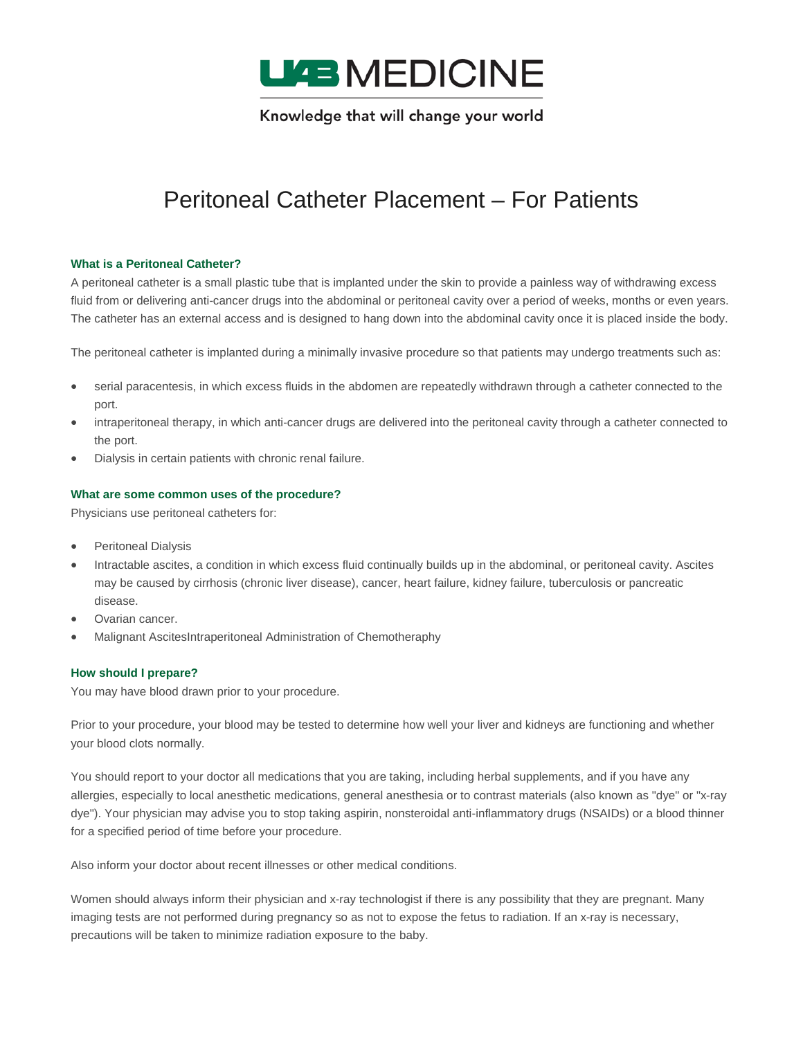UAB MEDICINE

Knowledge that will change your world

# Peritoneal Catheter Placement – For Patients

### What is a Peritoneal Catheter?

A peritoneal catheter is a small plastic tube that is implanted under the skin to provide a painless way of withdrawing excess fluid from or delivering anti-cancer drugs into the abdominal or peritoneal cavity over a period of weeks, months or even years. The catheter has an external access and is designed to hang down into the abdominal cavity once it is placed inside the body.

The peritoneal catheter is implanted during a minimally invasive procedure so that patients may undergo treatments such as:

- serial paracentesis, in which excess fluids in the abdomen are repeatedly withdrawn through a catheter connected to the port.
- intraperitoneal therapy, in which anti-cancer drugs are delivered into the peritoneal cavity through a catheter connected to the port.
- Dialysis in certain patients with chronic renal failure.

### What are some common uses of the procedure?

Physicians use peritoneal catheters for:

- Peritoneal Dialysis
- Intractable ascites, a condition in which excess fluid continually builds up in the abdominal, or peritoneal cavity. Ascites may be caused by cirrhosis (chronic liver disease), cancer, heart failure, kidney failure, tuberculosis or pancreatic disease.
- Ovarian cancer.
- Malignant AscitesIntraperitoneal Administration of Chemotheraphy

### How should I prepare?

You may have blood drawn prior to your procedure.

Prior to your procedure, your blood may be tested to determine how well your liver and kidneys are functioning and whether your blood clots normally.

You should report to your doctor all medications that you are taking, including herbal supplements, and if you have any allergies, especially to local anesthetic medications, general anesthesia or to contrast materials (also known as "dye" or "x-ray dye"). Your physician may advise you to stop taking aspirin, nonsteroidal anti-inflammatory drugs (NSAIDs) or a blood thinner for a specified period of time before your procedure.

Also inform your doctor about recent illnesses or other medical conditions.

Women should always inform their physician and x-ray technologist if there is any possibility that they are pregnant. Many imaging tests are not performed during pregnancy so as not to expose the fetus to radiation. If an x-ray is necessary, precautions will be taken to minimize radiation exposure to the baby.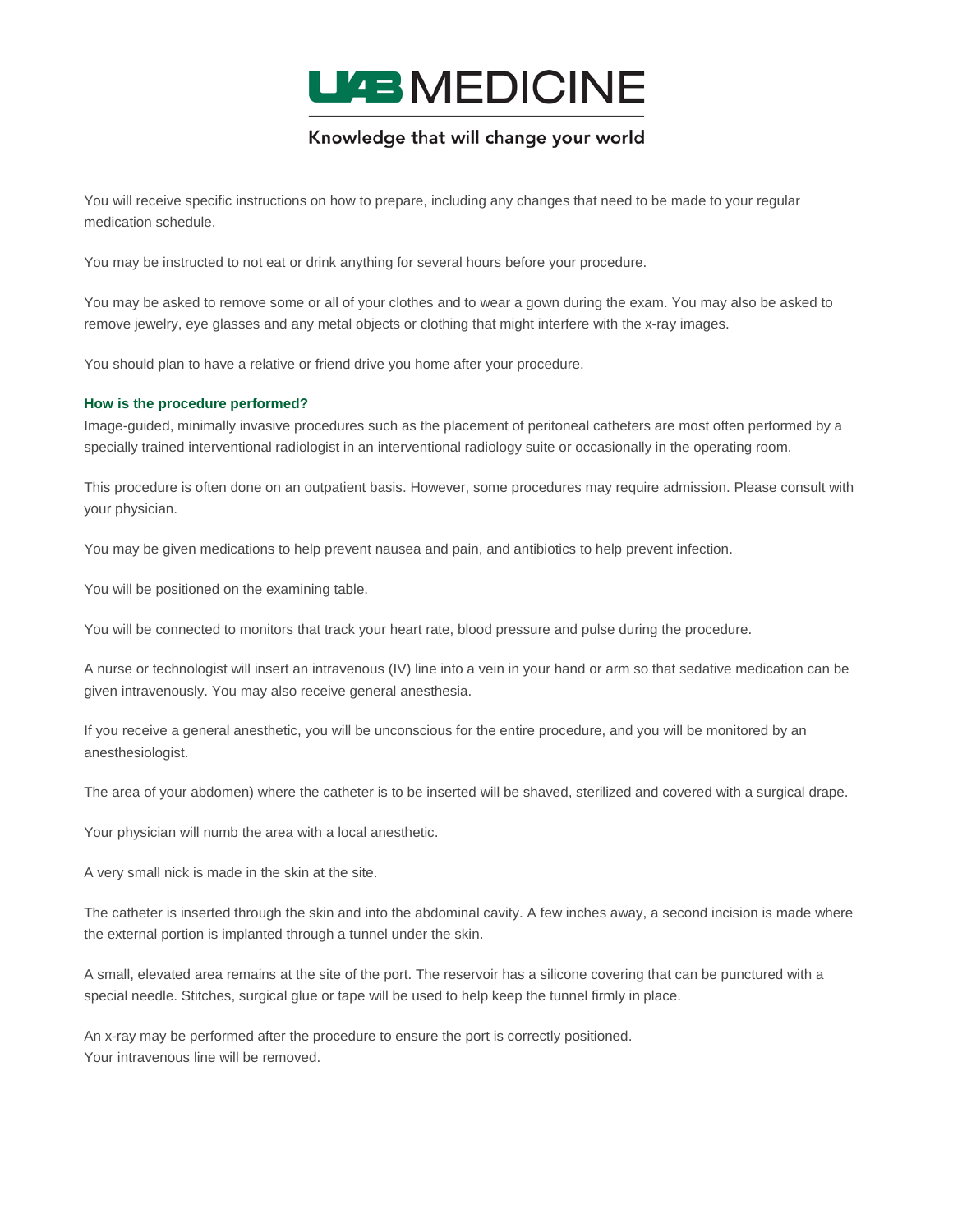You will receive specific instructions on how to prepare, including any changes that need to be made to your regular medication schedule.

You may be instructed to not eat or drink anything for several hours before your procedure.

You may be asked to remove some or all of your clothes and to wear a gown during the exam. You may also be asked to remove jewelry, eye glasses and any metal objects or clothing that might interfere with the x-ray images.

You should plan to have a relative or friend drive you home after your procedure.

### How is the procedure performed?

Image-guided, minimally invasive procedures such as the placement of peritoneal catheters are most often performed by a specially trained interventional radiologist in an interventional radiology suite or occasionally in the operating room.

This procedure is often done on an outpatient basis. However, some procedures may require admission. Please consult with your physician.

You may be given medications to help prevent nausea and pain, and antibiotics to help prevent infection.

You will be positioned on the examining table.

You will be connected to monitors that track your heart rate, blood pressure and pulse during the procedure.

A nurse or technologist will insert an intravenous (IV) line into a vein in your hand or arm so that sedative medication can be given intravenously. You may also receive general anesthesia.

If you receive a general anesthetic, you will be unconscious for the entire procedure, and you will be monitored by an anesthesiologist.

The area of your abdomen) where the catheter is to be inserted will be shaved, sterilized and covered with a surgical drape.

Your physician will numb the area with a local anesthetic.

A very small nick is made in the skin at the site.

The catheter is inserted through the skin and into the abdominal cavity. A few inches away, a second incision is made where the external portion is implanted through a tunnel under the skin.

A small, elevated area remains at the site of the port. The reservoir has a silicone covering that can be punctured with a special needle. Stitches, surgical glue or tape will be used to help keep the tunnel firmly in place.

An x-ray may be performed after the procedure to ensure the port is correctly positioned.
Your intravenous line will be removed.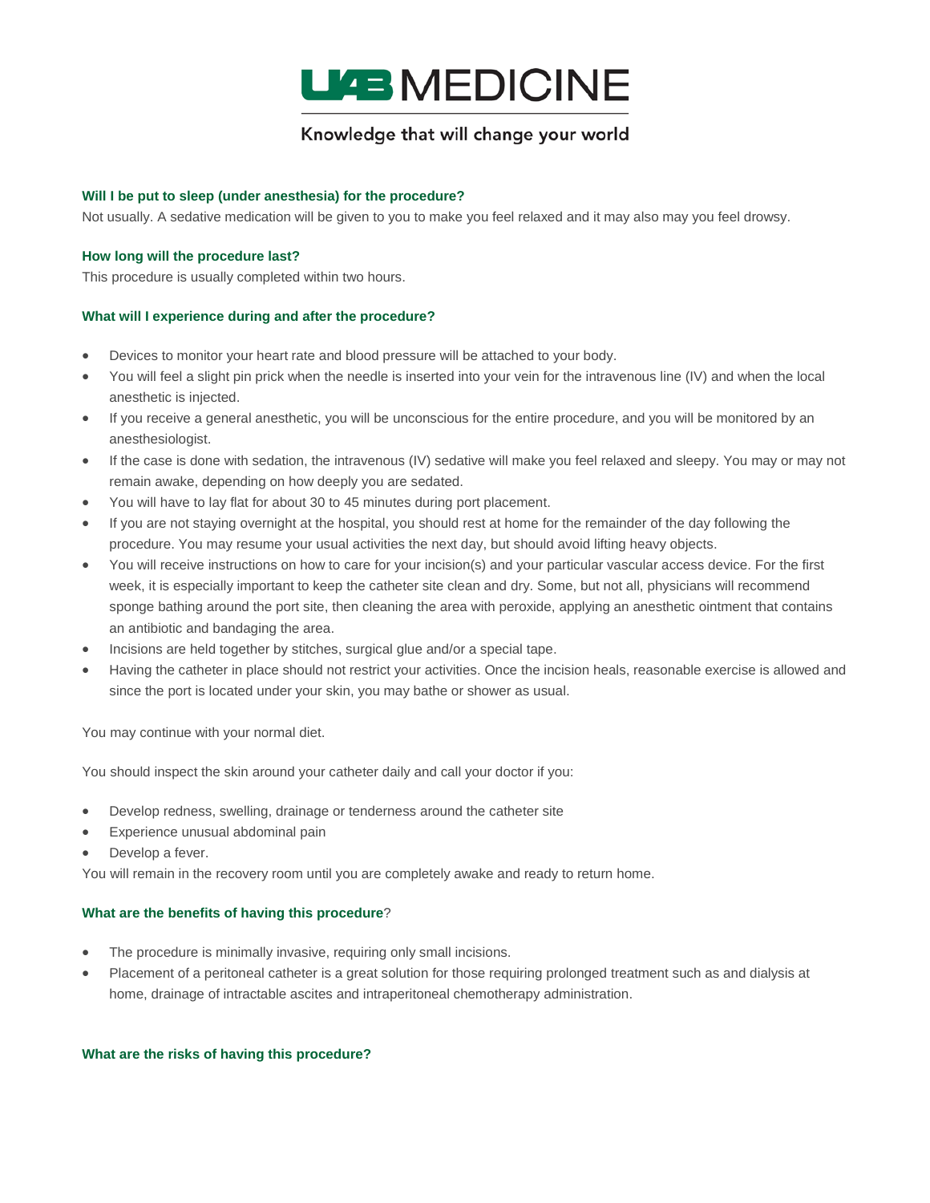**Will I be put to sleep (under anesthesia) for the procedure?**

Not usually. A sedative medication will be given to you to make you feel relaxed and it may also may you feel drowsy.

**How long will the procedure last?**

This procedure is usually completed within two hours.

**What will I experience during and after the procedure?**

- Devices to monitor your heart rate and blood pressure will be attached to your body.
- You will feel a slight pin prick when the needle is inserted into your vein for the intravenous line (IV) and when the local anesthetic is injected.
- If you receive a general anesthetic, you will be unconscious for the entire procedure, and you will be monitored by an anesthesiologist.
- If the case is done with sedation, the intravenous (IV) sedative will make you feel relaxed and sleepy. You may or may not remain awake, depending on how deeply you are sedated.
- You will have to lay flat for about 30 to 45 minutes during port placement.
- If you are not staying overnight at the hospital, you should rest at home for the remainder of the day following the procedure. You may resume your usual activities the next day, but should avoid lifting heavy objects.
- You will receive instructions on how to care for your incision(s) and your particular vascular access device. For the first week, it is especially important to keep the catheter site clean and dry. Some, but not all, physicians will recommend sponge bathing around the port site, then cleaning the area with peroxide, applying an anesthetic ointment that contains an antibiotic and bandaging the area.
- Incisions are held together by stitches, surgical glue and/or a special tape.
- Having the catheter in place should not restrict your activities. Once the incision heals, reasonable exercise is allowed and since the port is located under your skin, you may bathe or shower as usual.

You may continue with your normal diet.

You should inspect the skin around your catheter daily and call your doctor if you:

- Develop redness, swelling, drainage or tenderness around the catheter site
- Experience unusual abdominal pain
- Develop a fever.

You will remain in the recovery room until you are completely awake and ready to return home.

**What are the benefits of having this procedure**?

- The procedure is minimally invasive, requiring only small incisions.
- Placement of a peritoneal catheter is a great solution for those requiring prolonged treatment such as and dialysis at home, drainage of intractable ascites and intraperitoneal chemotherapy administration.

**What are the risks of having this procedure?**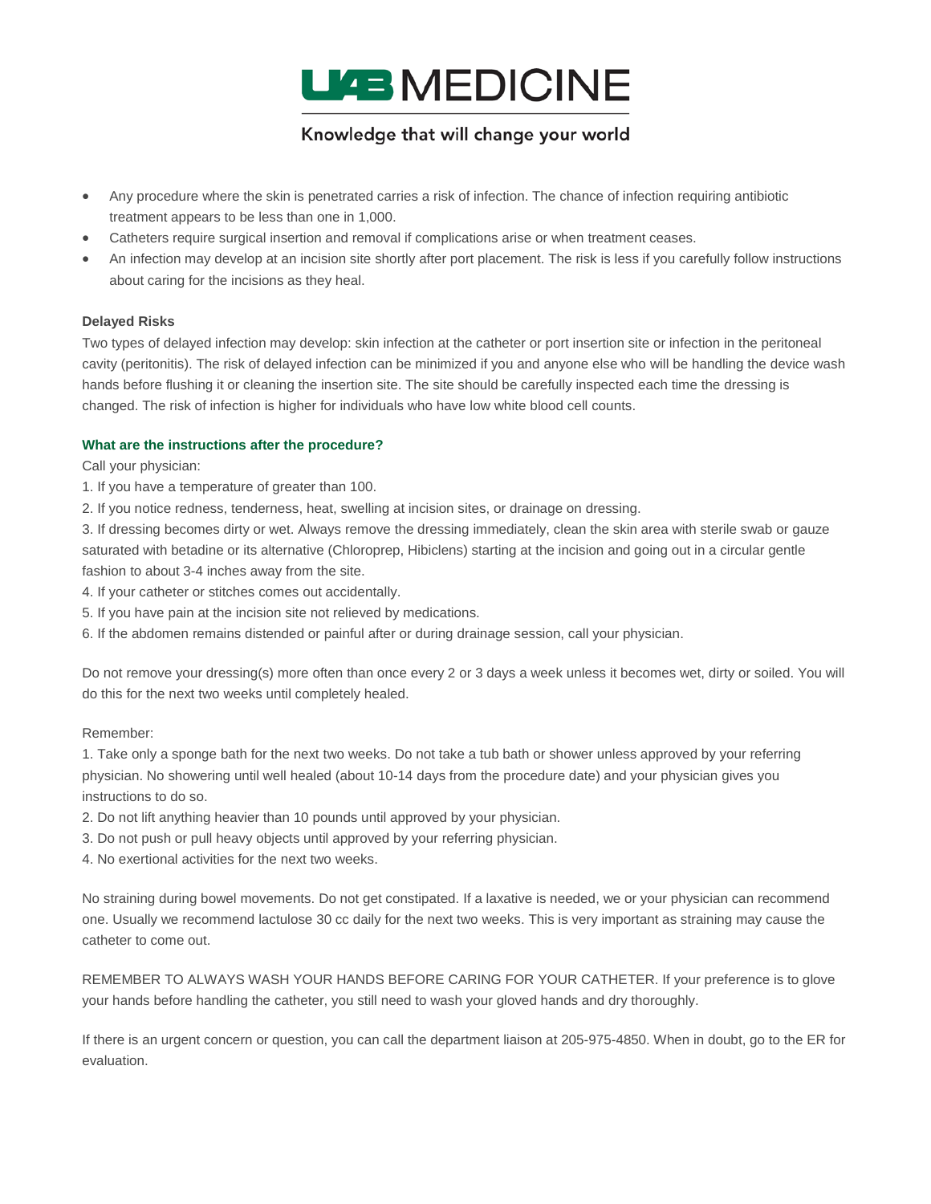- Any procedure where the skin is penetrated carries a risk of infection. The chance of infection requiring antibiotic treatment appears to be less than one in 1,000.
- Catheters require surgical insertion and removal if complications arise or when treatment ceases.
- An infection may develop at an incision site shortly after port placement. The risk is less if you carefully follow instructions about caring for the incisions as they heal.

**Delayed Risks**

Two types of delayed infection may develop: skin infection at the catheter or port insertion site or infection in the peritoneal cavity (peritonitis). The risk of delayed infection can be minimized if you and anyone else who will be handling the device wash hands before flushing it or cleaning the insertion site. The site should be carefully inspected each time the dressing is changed. The risk of infection is higher for individuals who have low white blood cell counts.

### What are the instructions after the procedure?

Call your physician:

1. If you have a temperature of greater than 100.
2. If you notice redness, tenderness, heat, swelling at incision sites, or drainage on dressing.
3. If dressing becomes dirty or wet. Always remove the dressing immediately, clean the skin area with sterile swab or gauze saturated with betadine or its alternative (Chloroprep, Hibiclens) starting at the incision and going out in a circular gentle fashion to about 3-4 inches away from the site.
4. If your catheter or stitches comes out accidentally.
5. If you have pain at the incision site not relieved by medications.
6. If the abdomen remains distended or painful after or during drainage session, call your physician.

Do not remove your dressing(s) more often than once every 2 or 3 days a week unless it becomes wet, dirty or soiled. You will do this for the next two weeks until completely healed.

Remember:

1. Take only a sponge bath for the next two weeks. Do not take a tub bath or shower unless approved by your referring physician. No showering until well healed (about 10-14 days from the procedure date) and your physician gives you instructions to do so.
2. Do not lift anything heavier than 10 pounds until approved by your physician.
3. Do not push or pull heavy objects until approved by your referring physician.
4. No exertional activities for the next two weeks.

No straining during bowel movements. Do not get constipated. If a laxative is needed, we or your physician can recommend one. Usually we recommend lactulose 30 cc daily for the next two weeks. This is very important as straining may cause the catheter to come out.

REMEMBER TO ALWAYS WASH YOUR HANDS BEFORE CARING FOR YOUR CATHETER. If your preference is to glove your hands before handling the catheter, you still need to wash your gloved hands and dry thoroughly.

If there is an urgent concern or question, you can call the department liaison at 205-975-4850. When in doubt, go to the ER for evaluation.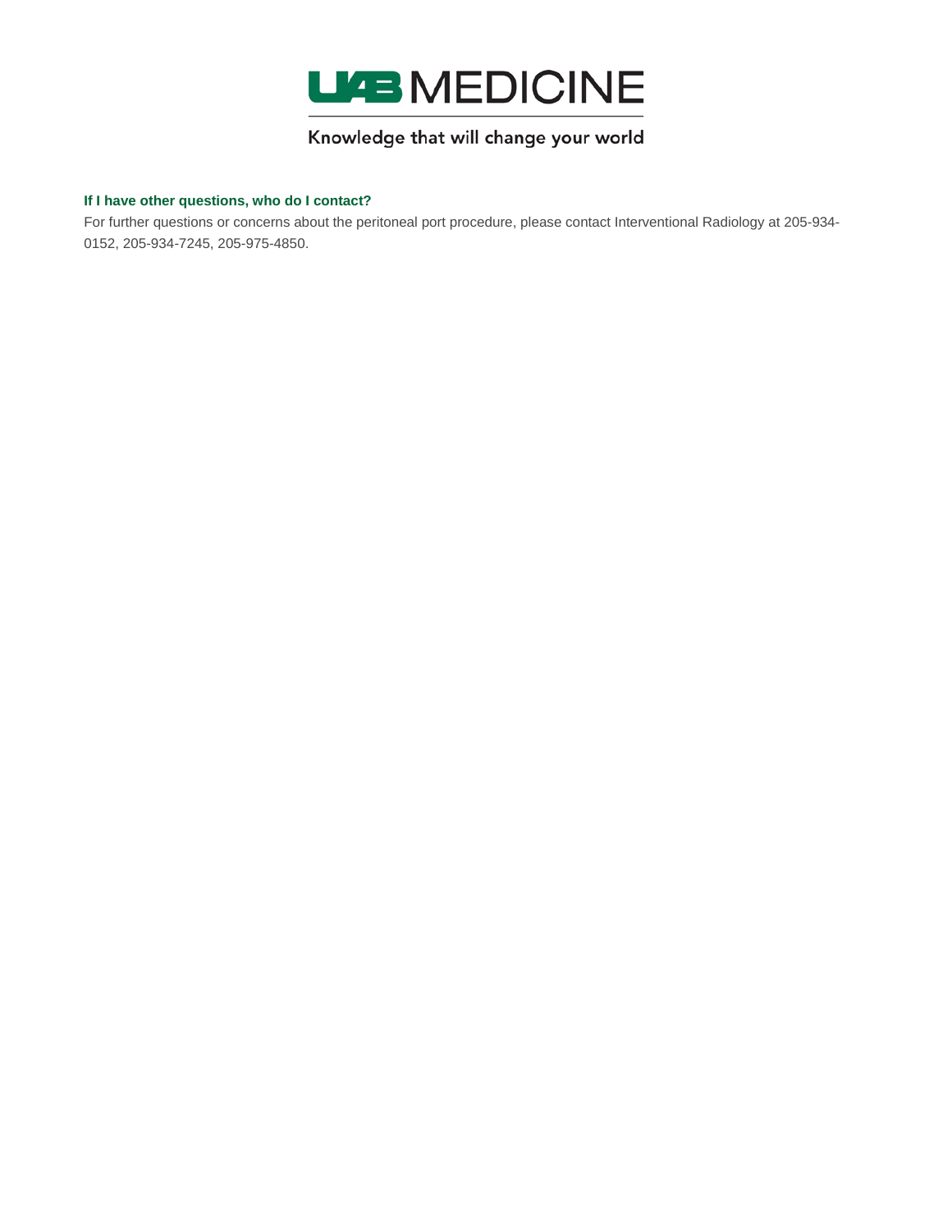### If I have other questions, who do I contact?

For further questions or concerns about the peritoneal port procedure, please contact Interventional Radiology at 205-934-0152, 205-934-7245, 205-975-4850.